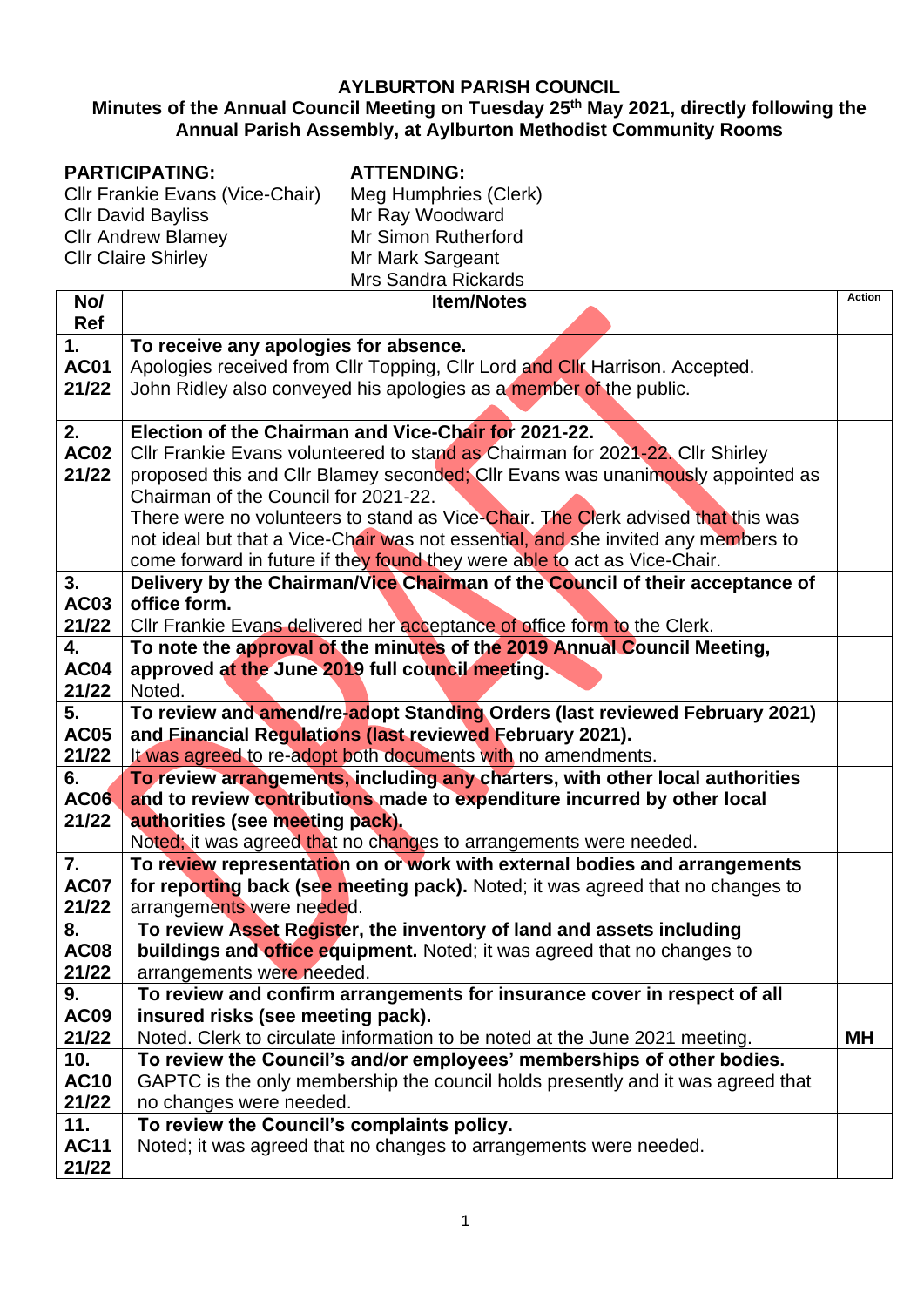# AYLBURTON PARISH COUNCIL

## Minutes of the Annual Council Meeting on Tuesday 25th May 2021, directly following the Annual Parish Assembly, at Aylburton Methodist Community Rooms

**PARTICIPATING:**
Cllr Frankie Evans (Vice-Chair)
Cllr David Bayliss
Cllr Andrew Blamey
Cllr Claire Shirley

**ATTENDING:**
Meg Humphries (Clerk)
Mr Ray Woodward
Mr Simon Rutherford
Mr Mark Sargeant
Mrs Sandra Rickards

| No/ Ref | Item/Notes | Action |
|---|---|---|
| 1. AC01 21/22 | **To receive any apologies for absence.** Apologies received from Cllr Topping, Cllr Lord and Cllr Harrison. Accepted. John Ridley also conveyed his apologies as a member of the public. | |
| 2. AC02 21/22 | **Election of the Chairman and Vice-Chair for 2021-22.** Cllr Frankie Evans volunteered to stand as Chairman for 2021-22. Cllr Shirley proposed this and Cllr Blamey seconded; Cllr Evans was unanimously appointed as Chairman of the Council for 2021-22. There were no volunteers to stand as Vice-Chair. The Clerk advised that this was not ideal but that a Vice-Chair was not essential, and she invited any members to come forward in future if they found they were able to act as Vice-Chair. | |
| 3. AC03 21/22 | **Delivery by the Chairman/Vice Chairman of the Council of their acceptance of office form.** Cllr Frankie Evans delivered her acceptance of office form to the Clerk. | |
| 4. AC04 21/22 | **To note the approval of the minutes of the 2019 Annual Council Meeting, approved at the June 2019 full council meeting.** Noted. | |
| 5. AC05 21/22 | **To review and amend/re-adopt Standing Orders (last reviewed February 2021) and Financial Regulations (last reviewed February 2021).** It was agreed to re-adopt both documents with no amendments. | |
| 6. AC06 21/22 | **To review arrangements, including any charters, with other local authorities and to review contributions made to expenditure incurred by other local authorities (see meeting pack).** Noted; it was agreed that no changes to arrangements were needed. | |
| 7. AC07 21/22 | **To review representation on or work with external bodies and arrangements for reporting back (see meeting pack).** Noted; it was agreed that no changes to arrangements were needed. | |
| 8. AC08 21/22 | **To review Asset Register, the inventory of land and assets including buildings and office equipment.** Noted; it was agreed that no changes to arrangements were needed. | |
| 9. AC09 21/22 | **To review and confirm arrangements for insurance cover in respect of all insured risks (see meeting pack).** Noted. Clerk to circulate information to be noted at the June 2021 meeting. | **MH** |
| 10. AC10 21/22 | **To review the Council's and/or employees' memberships of other bodies.** GAPTC is the only membership the council holds presently and it was agreed that no changes were needed. | |
| 11. AC11 21/22 | **To review the Council's complaints policy.** Noted; it was agreed that no changes to arrangements were needed. | |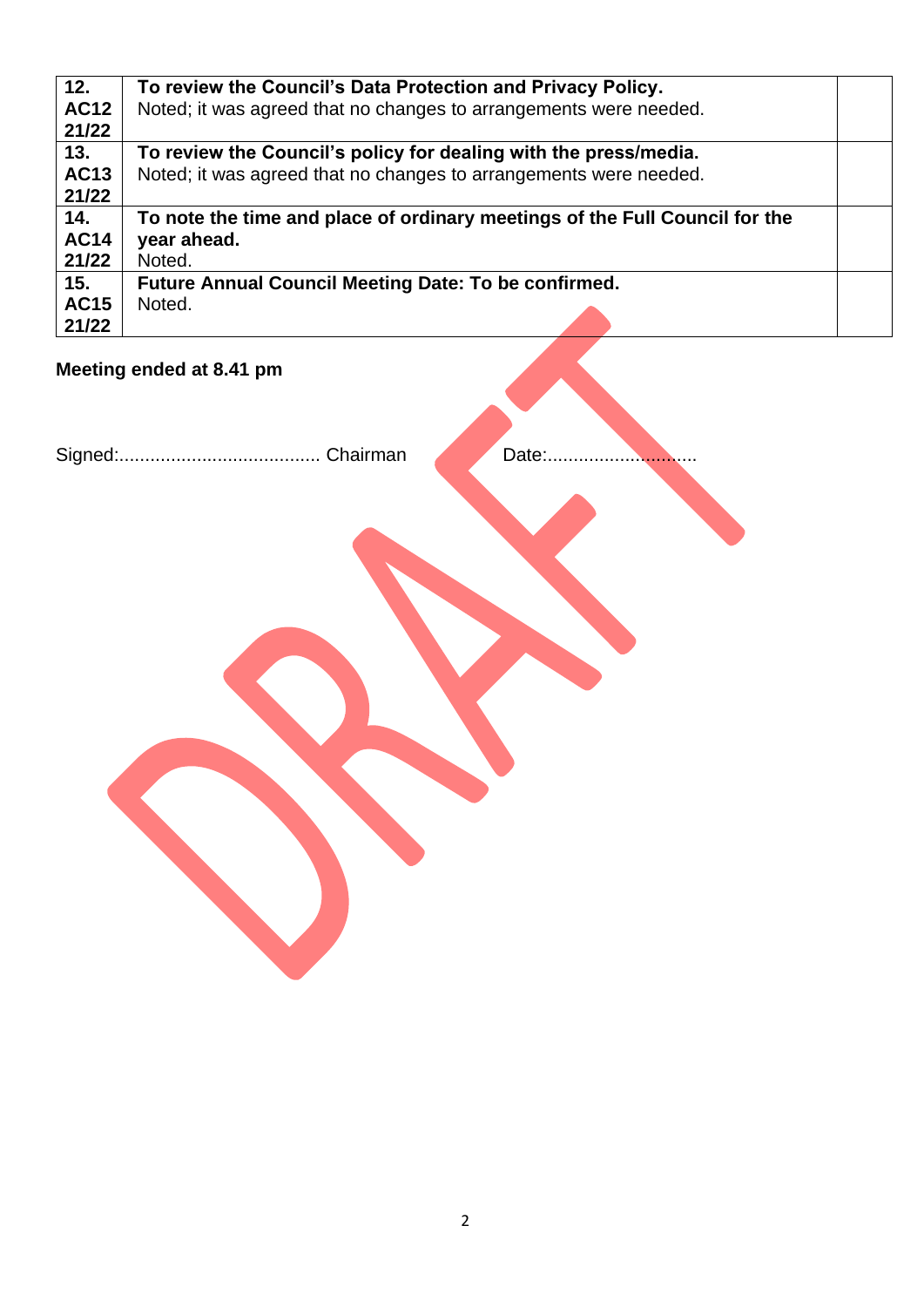| | | |
|---|---|---|
| **12. AC12 21/22** | **To review the Council's Data Protection and Privacy Policy.** Noted; it was agreed that no changes to arrangements were needed. | |
| **13. AC13 21/22** | **To review the Council's policy for dealing with the press/media.** Noted; it was agreed that no changes to arrangements were needed. | |
| **14. AC14 21/22** | **To note the time and place of ordinary meetings of the Full Council for the year ahead.** Noted. | |
| **15. AC15 21/22** | **Future Annual Council Meeting Date: To be confirmed.** Noted. | |

**Meeting ended at 8.41 pm**

Signed:....................................... Chairman Date:.............................

DRAFT